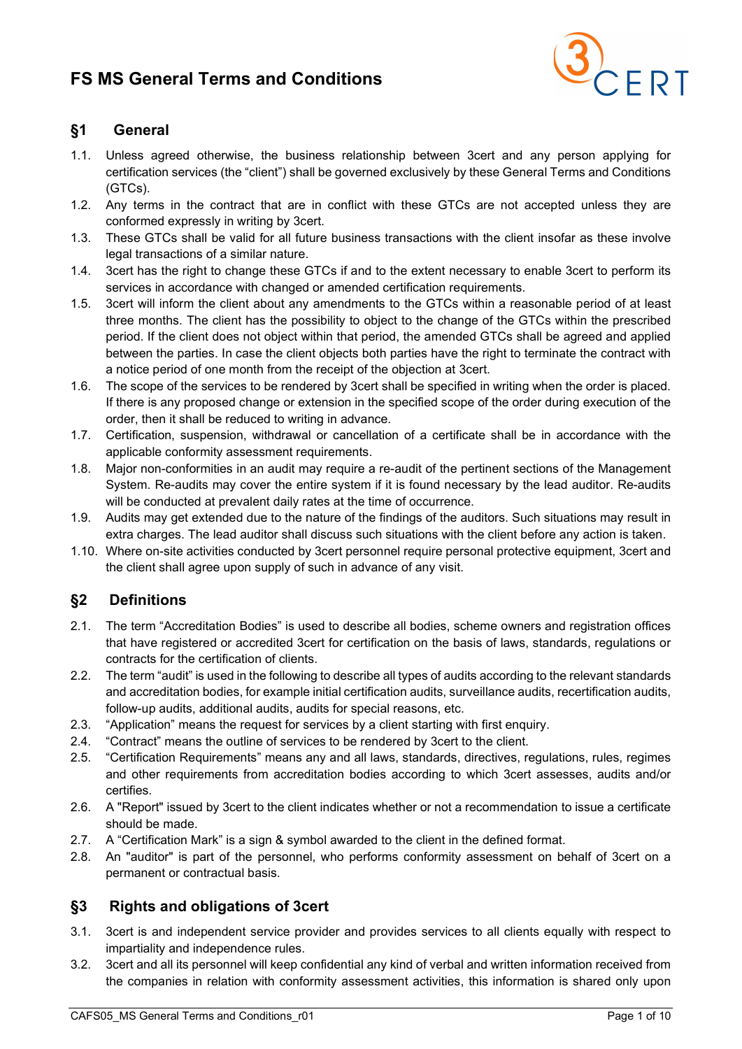# FS MS General Terms and Conditions

## §1 General

1.1. Unless agreed otherwise, the business relationship between 3cert and any person applying for certification services (the "client") shall be governed exclusively by these General Terms and Conditions (GTCs).

1.2. Any terms in the contract that are in conflict with these GTCs are not accepted unless they are conformed expressly in writing by 3cert.

1.3. These GTCs shall be valid for all future business transactions with the client insofar as these involve legal transactions of a similar nature.

1.4. 3cert has the right to change these GTCs if and to the extent necessary to enable 3cert to perform its services in accordance with changed or amended certification requirements.

1.5. 3cert will inform the client about any amendments to the GTCs within a reasonable period of at least three months. The client has the possibility to object to the change of the GTCs within the prescribed period. If the client does not object within that period, the amended GTCs shall be agreed and applied between the parties. In case the client objects both parties have the right to terminate the contract with a notice period of one month from the receipt of the objection at 3cert.

1.6. The scope of the services to be rendered by 3cert shall be specified in writing when the order is placed. If there is any proposed change or extension in the specified scope of the order during execution of the order, then it shall be reduced to writing in advance.

1.7. Certification, suspension, withdrawal or cancellation of a certificate shall be in accordance with the applicable conformity assessment requirements.

1.8. Major non-conformities in an audit may require a re-audit of the pertinent sections of the Management System. Re-audits may cover the entire system if it is found necessary by the lead auditor. Re-audits will be conducted at prevalent daily rates at the time of occurrence.

1.9. Audits may get extended due to the nature of the findings of the auditors. Such situations may result in extra charges. The lead auditor shall discuss such situations with the client before any action is taken.

1.10. Where on-site activities conducted by 3cert personnel require personal protective equipment, 3cert and the client shall agree upon supply of such in advance of any visit.

## §2 Definitions

2.1. The term "Accreditation Bodies" is used to describe all bodies, scheme owners and registration offices that have registered or accredited 3cert for certification on the basis of laws, standards, regulations or contracts for the certification of clients.

2.2. The term "audit" is used in the following to describe all types of audits according to the relevant standards and accreditation bodies, for example initial certification audits, surveillance audits, recertification audits, follow-up audits, additional audits, audits for special reasons, etc.

2.3. "Application" means the request for services by a client starting with first enquiry.

2.4. "Contract" means the outline of services to be rendered by 3cert to the client.

2.5. "Certification Requirements" means any and all laws, standards, directives, regulations, rules, regimes and other requirements from accreditation bodies according to which 3cert assesses, audits and/or certifies.

2.6. A "Report" issued by 3cert to the client indicates whether or not a recommendation to issue a certificate should be made.

2.7. A "Certification Mark" is a sign & symbol awarded to the client in the defined format.

2.8. An "auditor" is part of the personnel, who performs conformity assessment on behalf of 3cert on a permanent or contractual basis.

## §3 Rights and obligations of 3cert

3.1. 3cert is and independent service provider and provides services to all clients equally with respect to impartiality and independence rules.

3.2. 3cert and all its personnel will keep confidential any kind of verbal and written information received from the companies in relation with conformity assessment activities, this information is shared only upon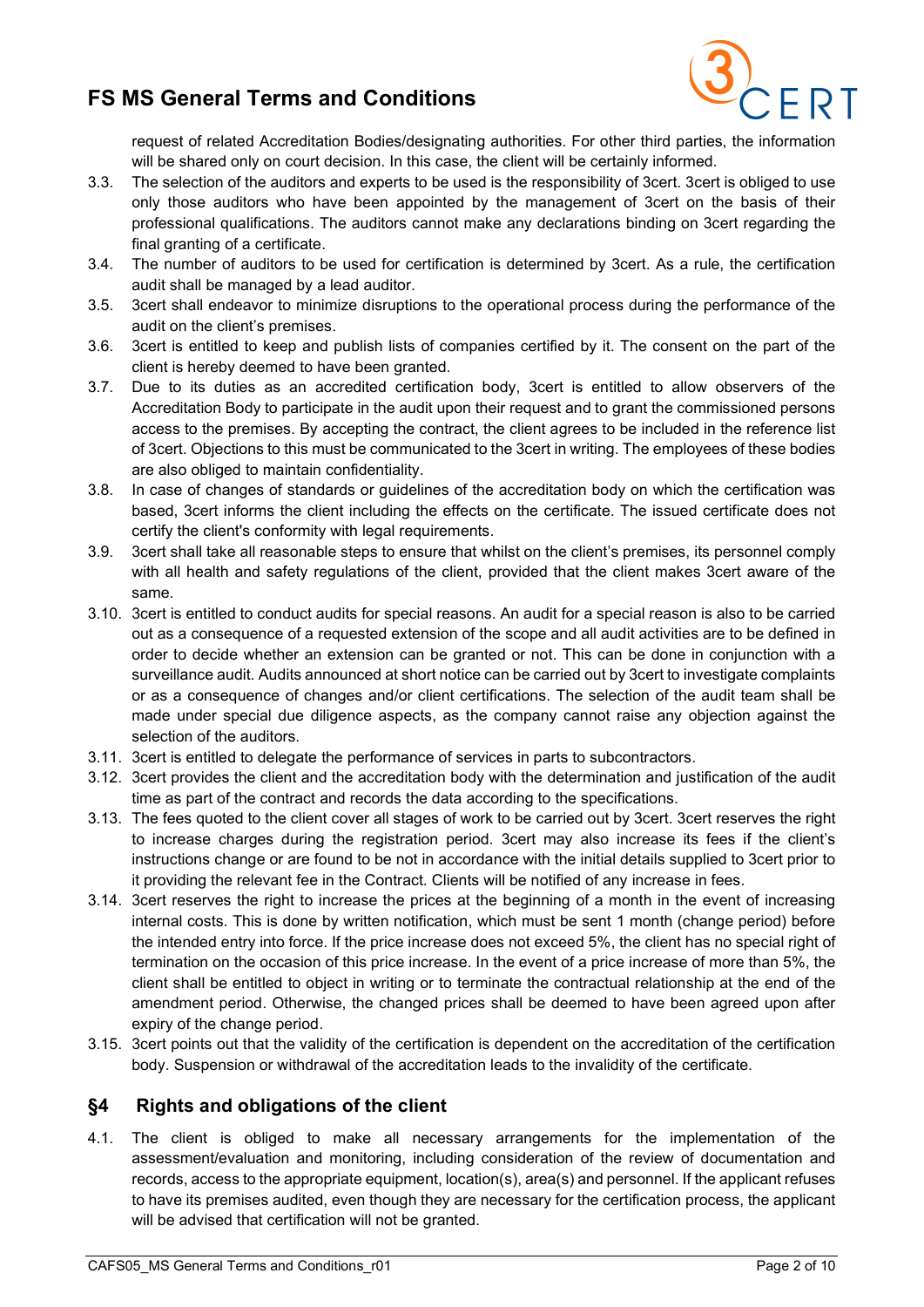request of related Accreditation Bodies/designating authorities. For other third parties, the information will be shared only on court decision. In this case, the client will be certainly informed.

3.3. The selection of the auditors and experts to be used is the responsibility of 3cert. 3cert is obliged to use only those auditors who have been appointed by the management of 3cert on the basis of their professional qualifications. The auditors cannot make any declarations binding on 3cert regarding the final granting of a certificate.

3.4. The number of auditors to be used for certification is determined by 3cert. As a rule, the certification audit shall be managed by a lead auditor.

3.5. 3cert shall endeavor to minimize disruptions to the operational process during the performance of the audit on the client's premises.

3.6. 3cert is entitled to keep and publish lists of companies certified by it. The consent on the part of the client is hereby deemed to have been granted.

3.7. Due to its duties as an accredited certification body, 3cert is entitled to allow observers of the Accreditation Body to participate in the audit upon their request and to grant the commissioned persons access to the premises. By accepting the contract, the client agrees to be included in the reference list of 3cert. Objections to this must be communicated to the 3cert in writing. The employees of these bodies are also obliged to maintain confidentiality.

3.8. In case of changes of standards or guidelines of the accreditation body on which the certification was based, 3cert informs the client including the effects on the certificate. The issued certificate does not certify the client's conformity with legal requirements.

3.9. 3cert shall take all reasonable steps to ensure that whilst on the client's premises, its personnel comply with all health and safety regulations of the client, provided that the client makes 3cert aware of the same.

3.10. 3cert is entitled to conduct audits for special reasons. An audit for a special reason is also to be carried out as a consequence of a requested extension of the scope and all audit activities are to be defined in order to decide whether an extension can be granted or not. This can be done in conjunction with a surveillance audit. Audits announced at short notice can be carried out by 3cert to investigate complaints or as a consequence of changes and/or client certifications. The selection of the audit team shall be made under special due diligence aspects, as the company cannot raise any objection against the selection of the auditors.

3.11. 3cert is entitled to delegate the performance of services in parts to subcontractors.

3.12. 3cert provides the client and the accreditation body with the determination and justification of the audit time as part of the contract and records the data according to the specifications.

3.13. The fees quoted to the client cover all stages of work to be carried out by 3cert. 3cert reserves the right to increase charges during the registration period. 3cert may also increase its fees if the client's instructions change or are found to be not in accordance with the initial details supplied to 3cert prior to it providing the relevant fee in the Contract. Clients will be notified of any increase in fees.

3.14. 3cert reserves the right to increase the prices at the beginning of a month in the event of increasing internal costs. This is done by written notification, which must be sent 1 month (change period) before the intended entry into force. If the price increase does not exceed 5%, the client has no special right of termination on the occasion of this price increase. In the event of a price increase of more than 5%, the client shall be entitled to object in writing or to terminate the contractual relationship at the end of the amendment period. Otherwise, the changed prices shall be deemed to have been agreed upon after expiry of the change period.

3.15. 3cert points out that the validity of the certification is dependent on the accreditation of the certification body. Suspension or withdrawal of the accreditation leads to the invalidity of the certificate.

## §4 Rights and obligations of the client

4.1. The client is obliged to make all necessary arrangements for the implementation of the assessment/evaluation and monitoring, including consideration of the review of documentation and records, access to the appropriate equipment, location(s), area(s) and personnel. If the applicant refuses to have its premises audited, even though they are necessary for the certification process, the applicant will be advised that certification will not be granted.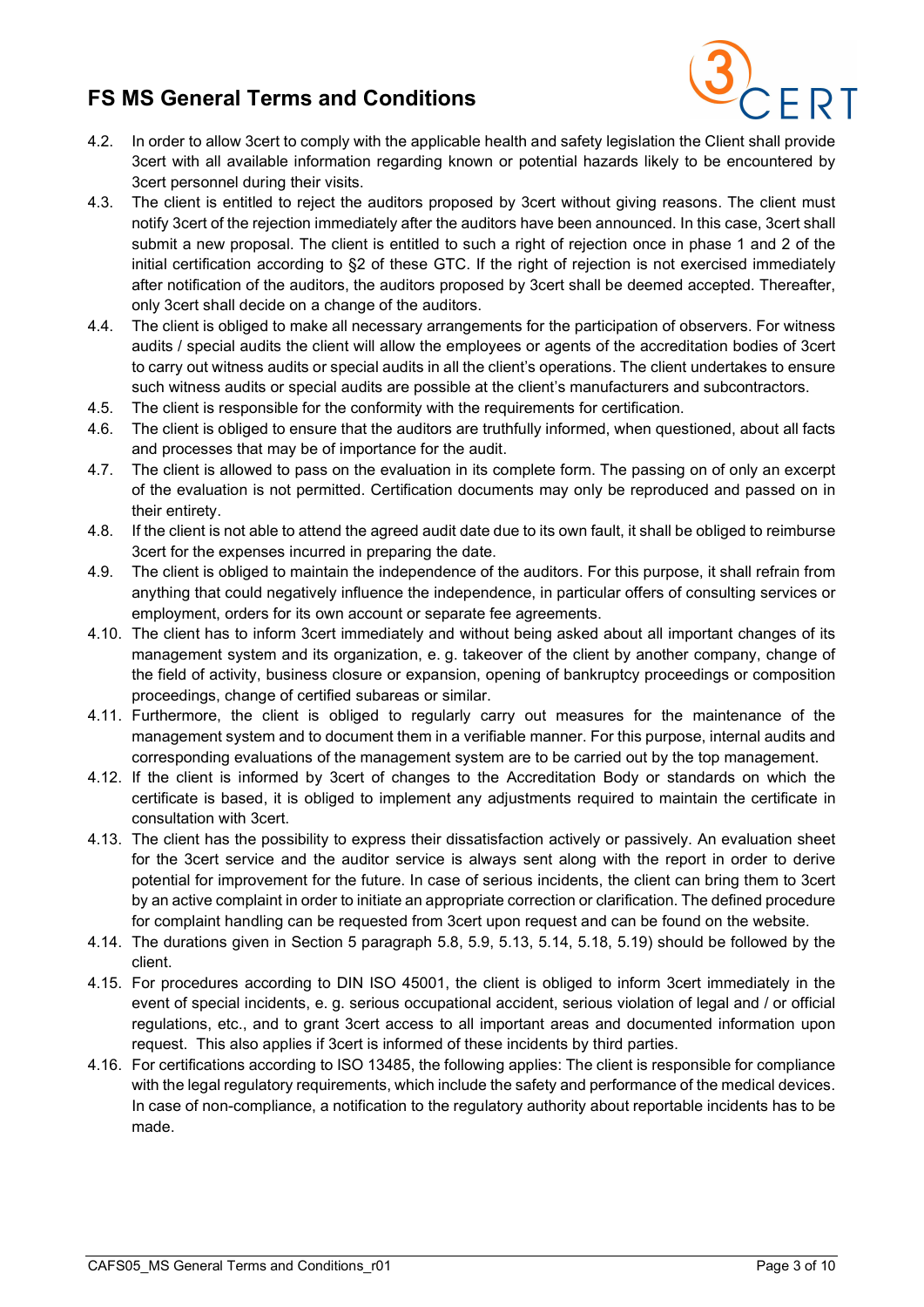4.2. In order to allow 3cert to comply with the applicable health and safety legislation the Client shall provide 3cert with all available information regarding known or potential hazards likely to be encountered by 3cert personnel during their visits.

4.3. The client is entitled to reject the auditors proposed by 3cert without giving reasons. The client must notify 3cert of the rejection immediately after the auditors have been announced. In this case, 3cert shall submit a new proposal. The client is entitled to such a right of rejection once in phase 1 and 2 of the initial certification according to §2 of these GTC. If the right of rejection is not exercised immediately after notification of the auditors, the auditors proposed by 3cert shall be deemed accepted. Thereafter, only 3cert shall decide on a change of the auditors.

4.4. The client is obliged to make all necessary arrangements for the participation of observers. For witness audits / special audits the client will allow the employees or agents of the accreditation bodies of 3cert to carry out witness audits or special audits in all the client's operations. The client undertakes to ensure such witness audits or special audits are possible at the client's manufacturers and subcontractors.

4.5. The client is responsible for the conformity with the requirements for certification.

4.6. The client is obliged to ensure that the auditors are truthfully informed, when questioned, about all facts and processes that may be of importance for the audit.

4.7. The client is allowed to pass on the evaluation in its complete form. The passing on of only an excerpt of the evaluation is not permitted. Certification documents may only be reproduced and passed on in their entirety.

4.8. If the client is not able to attend the agreed audit date due to its own fault, it shall be obliged to reimburse 3cert for the expenses incurred in preparing the date.

4.9. The client is obliged to maintain the independence of the auditors. For this purpose, it shall refrain from anything that could negatively influence the independence, in particular offers of consulting services or employment, orders for its own account or separate fee agreements.

4.10. The client has to inform 3cert immediately and without being asked about all important changes of its management system and its organization, e. g. takeover of the client by another company, change of the field of activity, business closure or expansion, opening of bankruptcy proceedings or composition proceedings, change of certified subareas or similar.

4.11. Furthermore, the client is obliged to regularly carry out measures for the maintenance of the management system and to document them in a verifiable manner. For this purpose, internal audits and corresponding evaluations of the management system are to be carried out by the top management.

4.12. If the client is informed by 3cert of changes to the Accreditation Body or standards on which the certificate is based, it is obliged to implement any adjustments required to maintain the certificate in consultation with 3cert.

4.13. The client has the possibility to express their dissatisfaction actively or passively. An evaluation sheet for the 3cert service and the auditor service is always sent along with the report in order to derive potential for improvement for the future. In case of serious incidents, the client can bring them to 3cert by an active complaint in order to initiate an appropriate correction or clarification. The defined procedure for complaint handling can be requested from 3cert upon request and can be found on the website.

4.14. The durations given in Section 5 paragraph 5.8, 5.9, 5.13, 5.14, 5.18, 5.19) should be followed by the client.

4.15. For procedures according to DIN ISO 45001, the client is obliged to inform 3cert immediately in the event of special incidents, e. g. serious occupational accident, serious violation of legal and / or official regulations, etc., and to grant 3cert access to all important areas and documented information upon request. This also applies if 3cert is informed of these incidents by third parties.

4.16. For certifications according to ISO 13485, the following applies: The client is responsible for compliance with the legal regulatory requirements, which include the safety and performance of the medical devices. In case of non-compliance, a notification to the regulatory authority about reportable incidents has to be made.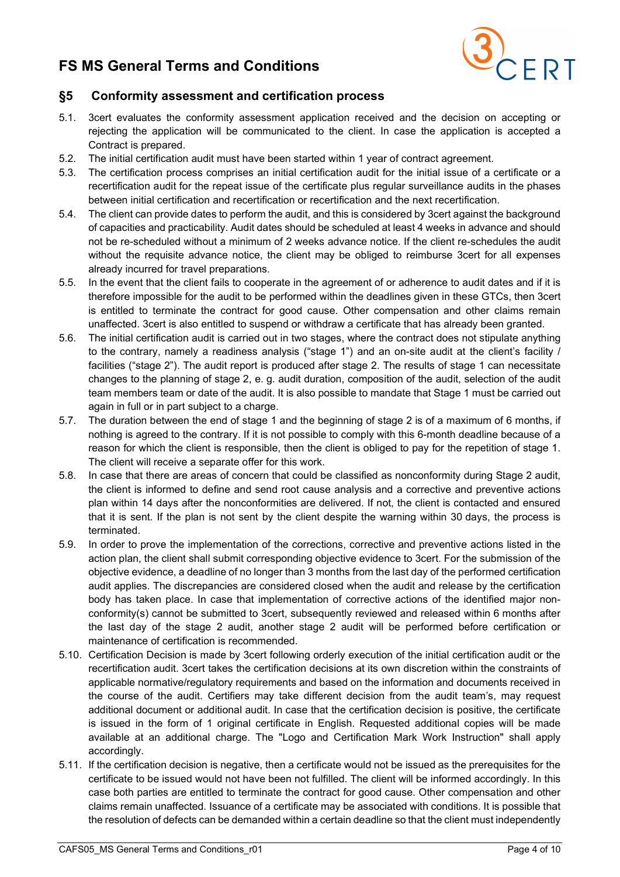## §5 Conformity assessment and certification process

5.1. 3cert evaluates the conformity assessment application received and the decision on accepting or rejecting the application will be communicated to the client. In case the application is accepted a Contract is prepared.

5.2. The initial certification audit must have been started within 1 year of contract agreement.

5.3. The certification process comprises an initial certification audit for the initial issue of a certificate or a recertification audit for the repeat issue of the certificate plus regular surveillance audits in the phases between initial certification and recertification or recertification and the next recertification.

5.4. The client can provide dates to perform the audit, and this is considered by 3cert against the background of capacities and practicability. Audit dates should be scheduled at least 4 weeks in advance and should not be re-scheduled without a minimum of 2 weeks advance notice. If the client re-schedules the audit without the requisite advance notice, the client may be obliged to reimburse 3cert for all expenses already incurred for travel preparations.

5.5. In the event that the client fails to cooperate in the agreement of or adherence to audit dates and if it is therefore impossible for the audit to be performed within the deadlines given in these GTCs, then 3cert is entitled to terminate the contract for good cause. Other compensation and other claims remain unaffected. 3cert is also entitled to suspend or withdraw a certificate that has already been granted.

5.6. The initial certification audit is carried out in two stages, where the contract does not stipulate anything to the contrary, namely a readiness analysis ("stage 1") and an on-site audit at the client's facility / facilities ("stage 2"). The audit report is produced after stage 2. The results of stage 1 can necessitate changes to the planning of stage 2, e. g. audit duration, composition of the audit, selection of the audit team members team or date of the audit. It is also possible to mandate that Stage 1 must be carried out again in full or in part subject to a charge.

5.7. The duration between the end of stage 1 and the beginning of stage 2 is of a maximum of 6 months, if nothing is agreed to the contrary. If it is not possible to comply with this 6-month deadline because of a reason for which the client is responsible, then the client is obliged to pay for the repetition of stage 1. The client will receive a separate offer for this work.

5.8. In case that there are areas of concern that could be classified as nonconformity during Stage 2 audit, the client is informed to define and send root cause analysis and a corrective and preventive actions plan within 14 days after the nonconformities are delivered. If not, the client is contacted and ensured that it is sent. If the plan is not sent by the client despite the warning within 30 days, the process is terminated.

5.9. In order to prove the implementation of the corrections, corrective and preventive actions listed in the action plan, the client shall submit corresponding objective evidence to 3cert. For the submission of the objective evidence, a deadline of no longer than 3 months from the last day of the performed certification audit applies. The discrepancies are considered closed when the audit and release by the certification body has taken place. In case that implementation of corrective actions of the identified major non-conformity(s) cannot be submitted to 3cert, subsequently reviewed and released within 6 months after the last day of the stage 2 audit, another stage 2 audit will be performed before certification or maintenance of certification is recommended.

5.10. Certification Decision is made by 3cert following orderly execution of the initial certification audit or the recertification audit. 3cert takes the certification decisions at its own discretion within the constraints of applicable normative/regulatory requirements and based on the information and documents received in the course of the audit. Certifiers may take different decision from the audit team's, may request additional document or additional audit. In case that the certification decision is positive, the certificate is issued in the form of 1 original certificate in English. Requested additional copies will be made available at an additional charge. The "Logo and Certification Mark Work Instruction" shall apply accordingly.

5.11. If the certification decision is negative, then a certificate would not be issued as the prerequisites for the certificate to be issued would not have been not fulfilled. The client will be informed accordingly. In this case both parties are entitled to terminate the contract for good cause. Other compensation and other claims remain unaffected. Issuance of a certificate may be associated with conditions. It is possible that the resolution of defects can be demanded within a certain deadline so that the client must independently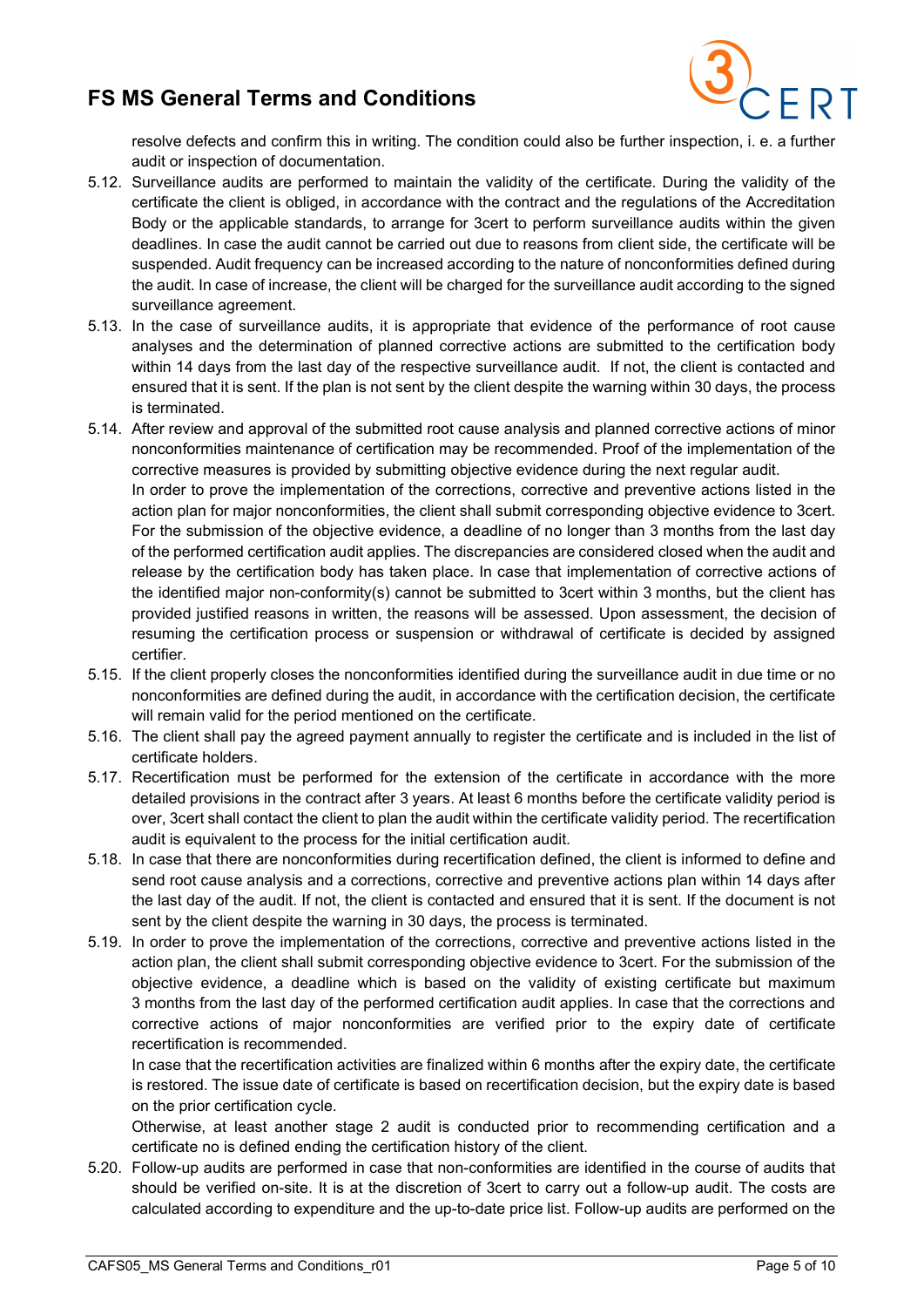resolve defects and confirm this in writing. The condition could also be further inspection, i. e. a further audit or inspection of documentation.

5.12. Surveillance audits are performed to maintain the validity of the certificate. During the validity of the certificate the client is obliged, in accordance with the contract and the regulations of the Accreditation Body or the applicable standards, to arrange for 3cert to perform surveillance audits within the given deadlines. In case the audit cannot be carried out due to reasons from client side, the certificate will be suspended. Audit frequency can be increased according to the nature of nonconformities defined during the audit. In case of increase, the client will be charged for the surveillance audit according to the signed surveillance agreement.

5.13. In the case of surveillance audits, it is appropriate that evidence of the performance of root cause analyses and the determination of planned corrective actions are submitted to the certification body within 14 days from the last day of the respective surveillance audit. If not, the client is contacted and ensured that it is sent. If the plan is not sent by the client despite the warning within 30 days, the process is terminated.

5.14. After review and approval of the submitted root cause analysis and planned corrective actions of minor nonconformities maintenance of certification may be recommended. Proof of the implementation of the corrective measures is provided by submitting objective evidence during the next regular audit.
In order to prove the implementation of the corrections, corrective and preventive actions listed in the action plan for major nonconformities, the client shall submit corresponding objective evidence to 3cert. For the submission of the objective evidence, a deadline of no longer than 3 months from the last day of the performed certification audit applies. The discrepancies are considered closed when the audit and release by the certification body has taken place. In case that implementation of corrective actions of the identified major non-conformity(s) cannot be submitted to 3cert within 3 months, but the client has provided justified reasons in written, the reasons will be assessed. Upon assessment, the decision of resuming the certification process or suspension or withdrawal of certificate is decided by assigned certifier.

5.15. If the client properly closes the nonconformities identified during the surveillance audit in due time or no nonconformities are defined during the audit, in accordance with the certification decision, the certificate will remain valid for the period mentioned on the certificate.

5.16. The client shall pay the agreed payment annually to register the certificate and is included in the list of certificate holders.

5.17. Recertification must be performed for the extension of the certificate in accordance with the more detailed provisions in the contract after 3 years. At least 6 months before the certificate validity period is over, 3cert shall contact the client to plan the audit within the certificate validity period. The recertification audit is equivalent to the process for the initial certification audit.

5.18. In case that there are nonconformities during recertification defined, the client is informed to define and send root cause analysis and a corrections, corrective and preventive actions plan within 14 days after the last day of the audit. If not, the client is contacted and ensured that it is sent. If the document is not sent by the client despite the warning in 30 days, the process is terminated.

5.19. In order to prove the implementation of the corrections, corrective and preventive actions listed in the action plan, the client shall submit corresponding objective evidence to 3cert. For the submission of the objective evidence, a deadline which is based on the validity of existing certificate but maximum 3 months from the last day of the performed certification audit applies. In case that the corrections and corrective actions of major nonconformities are verified prior to the expiry date of certificate recertification is recommended.
In case that the recertification activities are finalized within 6 months after the expiry date, the certificate is restored. The issue date of certificate is based on recertification decision, but the expiry date is based on the prior certification cycle.
Otherwise, at least another stage 2 audit is conducted prior to recommending certification and a certificate no is defined ending the certification history of the client.

5.20. Follow-up audits are performed in case that non-conformities are identified in the course of audits that should be verified on-site. It is at the discretion of 3cert to carry out a follow-up audit. The costs are calculated according to expenditure and the up-to-date price list. Follow-up audits are performed on the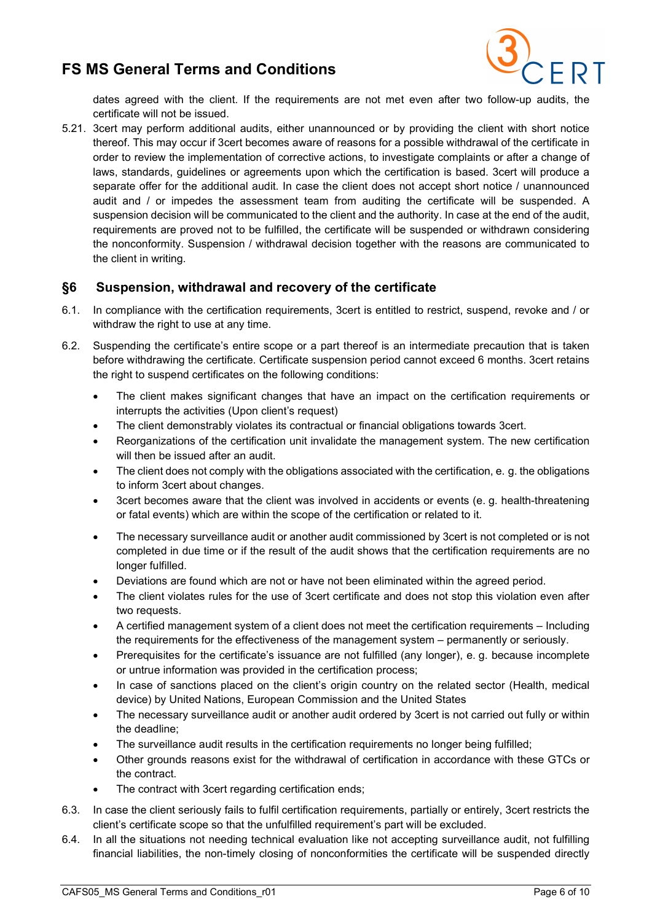dates agreed with the client. If the requirements are not met even after two follow-up audits, the certificate will not be issued.

5.21. 3cert may perform additional audits, either unannounced or by providing the client with short notice thereof. This may occur if 3cert becomes aware of reasons for a possible withdrawal of the certificate in order to review the implementation of corrective actions, to investigate complaints or after a change of laws, standards, guidelines or agreements upon which the certification is based. 3cert will produce a separate offer for the additional audit. In case the client does not accept short notice / unannounced audit and / or impedes the assessment team from auditing the certificate will be suspended. A suspension decision will be communicated to the client and the authority. In case at the end of the audit, requirements are proved not to be fulfilled, the certificate will be suspended or withdrawn considering the nonconformity. Suspension / withdrawal decision together with the reasons are communicated to the client in writing.

## §6 Suspension, withdrawal and recovery of the certificate

6.1. In compliance with the certification requirements, 3cert is entitled to restrict, suspend, revoke and / or withdraw the right to use at any time.

6.2. Suspending the certificate's entire scope or a part thereof is an intermediate precaution that is taken before withdrawing the certificate. Certificate suspension period cannot exceed 6 months. 3cert retains the right to suspend certificates on the following conditions:

- The client makes significant changes that have an impact on the certification requirements or interrupts the activities (Upon client's request)
- The client demonstrably violates its contractual or financial obligations towards 3cert.
- Reorganizations of the certification unit invalidate the management system. The new certification will then be issued after an audit.
- The client does not comply with the obligations associated with the certification, e. g. the obligations to inform 3cert about changes.
- 3cert becomes aware that the client was involved in accidents or events (e. g. health-threatening or fatal events) which are within the scope of the certification or related to it.
- The necessary surveillance audit or another audit commissioned by 3cert is not completed or is not completed in due time or if the result of the audit shows that the certification requirements are no longer fulfilled.
- Deviations are found which are not or have not been eliminated within the agreed period.
- The client violates rules for the use of 3cert certificate and does not stop this violation even after two requests.
- A certified management system of a client does not meet the certification requirements – Including the requirements for the effectiveness of the management system – permanently or seriously.
- Prerequisites for the certificate's issuance are not fulfilled (any longer), e. g. because incomplete or untrue information was provided in the certification process;
- In case of sanctions placed on the client's origin country on the related sector (Health, medical device) by United Nations, European Commission and the United States
- The necessary surveillance audit or another audit ordered by 3cert is not carried out fully or within the deadline;
- The surveillance audit results in the certification requirements no longer being fulfilled;
- Other grounds reasons exist for the withdrawal of certification in accordance with these GTCs or the contract.
- The contract with 3cert regarding certification ends;

6.3. In case the client seriously fails to fulfil certification requirements, partially or entirely, 3cert restricts the client's certificate scope so that the unfulfilled requirement's part will be excluded.

6.4. In all the situations not needing technical evaluation like not accepting surveillance audit, not fulfilling financial liabilities, the non-timely closing of nonconformities the certificate will be suspended directly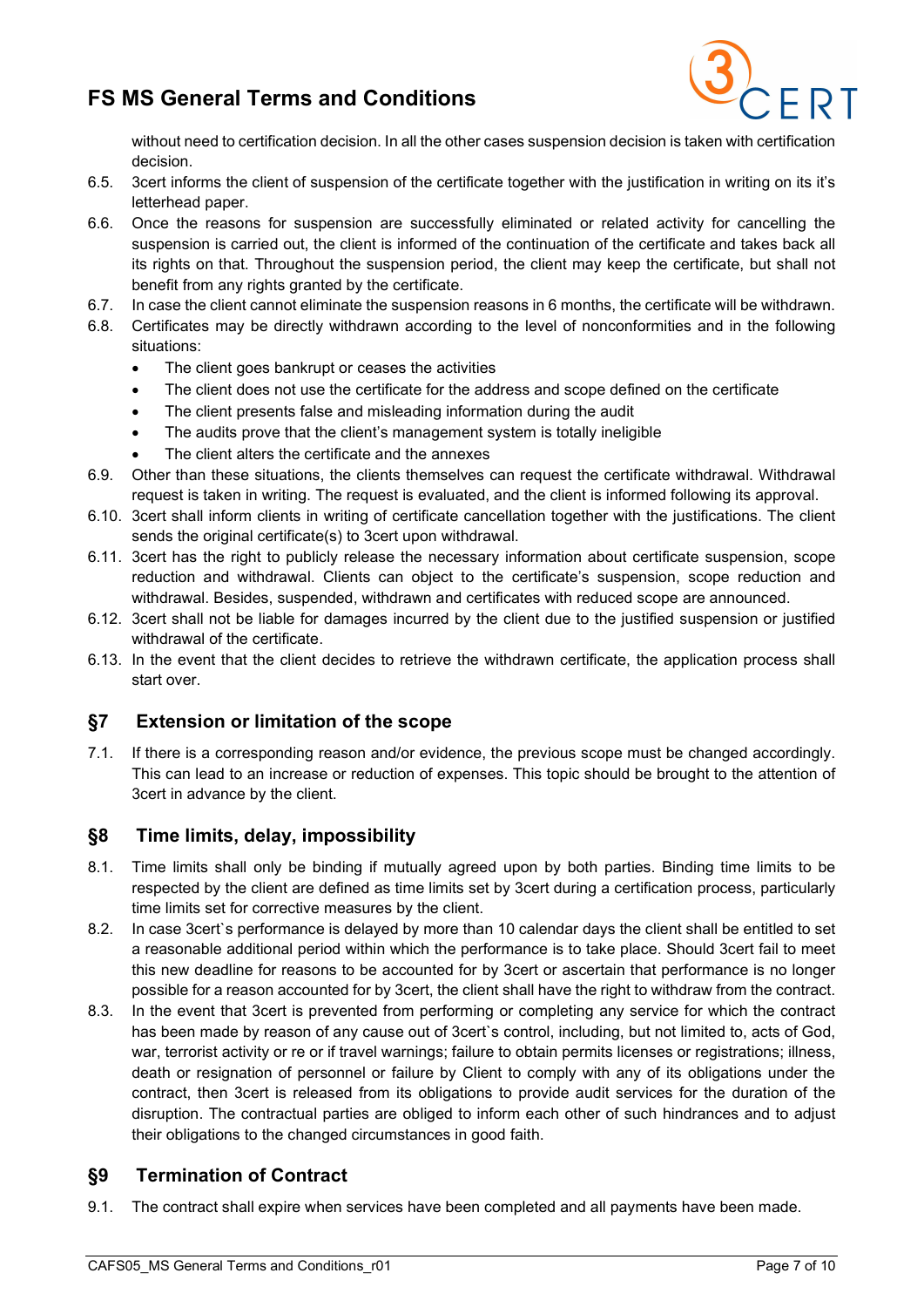without need to certification decision. In all the other cases suspension decision is taken with certification decision.

6.5. 3cert informs the client of suspension of the certificate together with the justification in writing on its it's letterhead paper.

6.6. Once the reasons for suspension are successfully eliminated or related activity for cancelling the suspension is carried out, the client is informed of the continuation of the certificate and takes back all its rights on that. Throughout the suspension period, the client may keep the certificate, but shall not benefit from any rights granted by the certificate.

6.7. In case the client cannot eliminate the suspension reasons in 6 months, the certificate will be withdrawn.

6.8. Certificates may be directly withdrawn according to the level of nonconformities and in the following situations:

- The client goes bankrupt or ceases the activities
- The client does not use the certificate for the address and scope defined on the certificate
- The client presents false and misleading information during the audit
- The audits prove that the client's management system is totally ineligible
- The client alters the certificate and the annexes

6.9. Other than these situations, the clients themselves can request the certificate withdrawal. Withdrawal request is taken in writing. The request is evaluated, and the client is informed following its approval.

6.10. 3cert shall inform clients in writing of certificate cancellation together with the justifications. The client sends the original certificate(s) to 3cert upon withdrawal.

6.11. 3cert has the right to publicly release the necessary information about certificate suspension, scope reduction and withdrawal. Clients can object to the certificate's suspension, scope reduction and withdrawal. Besides, suspended, withdrawn and certificates with reduced scope are announced.

6.12. 3cert shall not be liable for damages incurred by the client due to the justified suspension or justified withdrawal of the certificate.

6.13. In the event that the client decides to retrieve the withdrawn certificate, the application process shall start over.

## §7 Extension or limitation of the scope

7.1. If there is a corresponding reason and/or evidence, the previous scope must be changed accordingly. This can lead to an increase or reduction of expenses. This topic should be brought to the attention of 3cert in advance by the client.

## §8 Time limits, delay, impossibility

8.1. Time limits shall only be binding if mutually agreed upon by both parties. Binding time limits to be respected by the client are defined as time limits set by 3cert during a certification process, particularly time limits set for corrective measures by the client.

8.2. In case 3cert`s performance is delayed by more than 10 calendar days the client shall be entitled to set a reasonable additional period within which the performance is to take place. Should 3cert fail to meet this new deadline for reasons to be accounted for by 3cert or ascertain that performance is no longer possible for a reason accounted for by 3cert, the client shall have the right to withdraw from the contract.

8.3. In the event that 3cert is prevented from performing or completing any service for which the contract has been made by reason of any cause out of 3cert`s control, including, but not limited to, acts of God, war, terrorist activity or re or if travel warnings; failure to obtain permits licenses or registrations; illness, death or resignation of personnel or failure by Client to comply with any of its obligations under the contract, then 3cert is released from its obligations to provide audit services for the duration of the disruption. The contractual parties are obliged to inform each other of such hindrances and to adjust their obligations to the changed circumstances in good faith.

## §9 Termination of Contract

9.1. The contract shall expire when services have been completed and all payments have been made.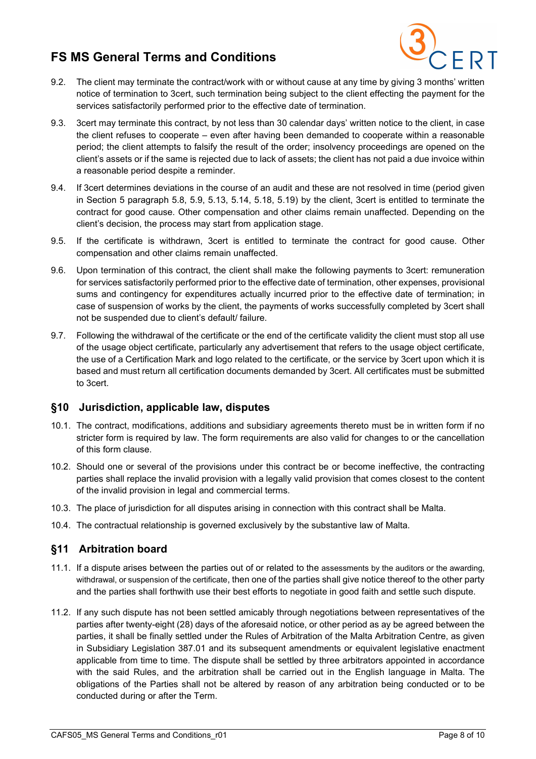9.2. The client may terminate the contract/work with or without cause at any time by giving 3 months' written notice of termination to 3cert, such termination being subject to the client effecting the payment for the services satisfactorily performed prior to the effective date of termination.

9.3. 3cert may terminate this contract, by not less than 30 calendar days' written notice to the client, in case the client refuses to cooperate – even after having been demanded to cooperate within a reasonable period; the client attempts to falsify the result of the order; insolvency proceedings are opened on the client's assets or if the same is rejected due to lack of assets; the client has not paid a due invoice within a reasonable period despite a reminder.

9.4. If 3cert determines deviations in the course of an audit and these are not resolved in time (period given in Section 5 paragraph 5.8, 5.9, 5.13, 5.14, 5.18, 5.19) by the client, 3cert is entitled to terminate the contract for good cause. Other compensation and other claims remain unaffected. Depending on the client's decision, the process may start from application stage.

9.5. If the certificate is withdrawn, 3cert is entitled to terminate the contract for good cause. Other compensation and other claims remain unaffected.

9.6. Upon termination of this contract, the client shall make the following payments to 3cert: remuneration for services satisfactorily performed prior to the effective date of termination, other expenses, provisional sums and contingency for expenditures actually incurred prior to the effective date of termination; in case of suspension of works by the client, the payments of works successfully completed by 3cert shall not be suspended due to client's default/ failure.

9.7. Following the withdrawal of the certificate or the end of the certificate validity the client must stop all use of the usage object certificate, particularly any advertisement that refers to the usage object certificate, the use of a Certification Mark and logo related to the certificate, or the service by 3cert upon which it is based and must return all certification documents demanded by 3cert. All certificates must be submitted to 3cert.

## §10 Jurisdiction, applicable law, disputes

10.1. The contract, modifications, additions and subsidiary agreements thereto must be in written form if no stricter form is required by law. The form requirements are also valid for changes to or the cancellation of this form clause.

10.2. Should one or several of the provisions under this contract be or become ineffective, the contracting parties shall replace the invalid provision with a legally valid provision that comes closest to the content of the invalid provision in legal and commercial terms.

10.3. The place of jurisdiction for all disputes arising in connection with this contract shall be Malta.

10.4. The contractual relationship is governed exclusively by the substantive law of Malta.

## §11 Arbitration board

11.1. If a dispute arises between the parties out of or related to the assessments by the auditors or the awarding, withdrawal, or suspension of the certificate, then one of the parties shall give notice thereof to the other party and the parties shall forthwith use their best efforts to negotiate in good faith and settle such dispute.

11.2. If any such dispute has not been settled amicably through negotiations between representatives of the parties after twenty-eight (28) days of the aforesaid notice, or other period as ay be agreed between the parties, it shall be finally settled under the Rules of Arbitration of the Malta Arbitration Centre, as given in Subsidiary Legislation 387.01 and its subsequent amendments or equivalent legislative enactment applicable from time to time. The dispute shall be settled by three arbitrators appointed in accordance with the said Rules, and the arbitration shall be carried out in the English language in Malta. The obligations of the Parties shall not be altered by reason of any arbitration being conducted or to be conducted during or after the Term.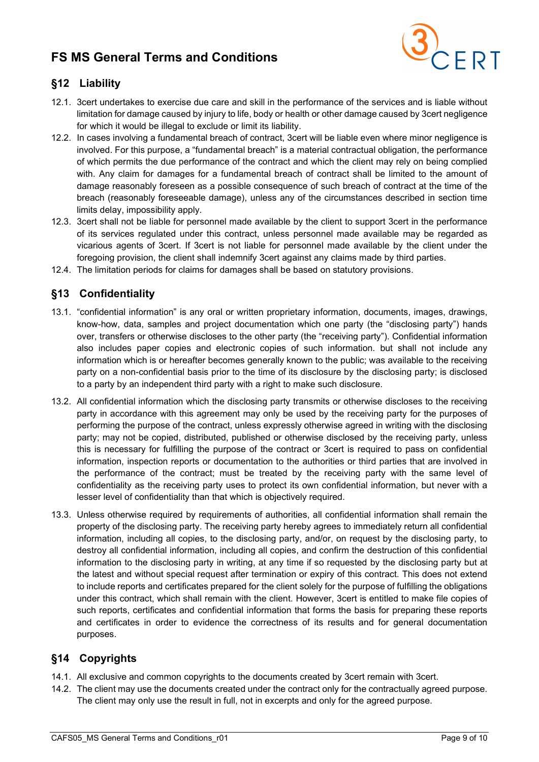## §12 Liability

12.1. 3cert undertakes to exercise due care and skill in the performance of the services and is liable without limitation for damage caused by injury to life, body or health or other damage caused by 3cert negligence for which it would be illegal to exclude or limit its liability.

12.2. In cases involving a fundamental breach of contract, 3cert will be liable even where minor negligence is involved. For this purpose, a "fundamental breach" is a material contractual obligation, the performance of which permits the due performance of the contract and which the client may rely on being complied with. Any claim for damages for a fundamental breach of contract shall be limited to the amount of damage reasonably foreseen as a possible consequence of such breach of contract at the time of the breach (reasonably foreseeable damage), unless any of the circumstances described in section time limits delay, impossibility apply.

12.3. 3cert shall not be liable for personnel made available by the client to support 3cert in the performance of its services regulated under this contract, unless personnel made available may be regarded as vicarious agents of 3cert. If 3cert is not liable for personnel made available by the client under the foregoing provision, the client shall indemnify 3cert against any claims made by third parties.

12.4. The limitation periods for claims for damages shall be based on statutory provisions.

## §13 Confidentiality

13.1. "confidential information" is any oral or written proprietary information, documents, images, drawings, know-how, data, samples and project documentation which one party (the "disclosing party") hands over, transfers or otherwise discloses to the other party (the "receiving party"). Confidential information also includes paper copies and electronic copies of such information. but shall not include any information which is or hereafter becomes generally known to the public; was available to the receiving party on a non-confidential basis prior to the time of its disclosure by the disclosing party; is disclosed to a party by an independent third party with a right to make such disclosure.

13.2. All confidential information which the disclosing party transmits or otherwise discloses to the receiving party in accordance with this agreement may only be used by the receiving party for the purposes of performing the purpose of the contract, unless expressly otherwise agreed in writing with the disclosing party; may not be copied, distributed, published or otherwise disclosed by the receiving party, unless this is necessary for fulfilling the purpose of the contract or 3cert is required to pass on confidential information, inspection reports or documentation to the authorities or third parties that are involved in the performance of the contract; must be treated by the receiving party with the same level of confidentiality as the receiving party uses to protect its own confidential information, but never with a lesser level of confidentiality than that which is objectively required.

13.3. Unless otherwise required by requirements of authorities, all confidential information shall remain the property of the disclosing party. The receiving party hereby agrees to immediately return all confidential information, including all copies, to the disclosing party, and/or, on request by the disclosing party, to destroy all confidential information, including all copies, and confirm the destruction of this confidential information to the disclosing party in writing, at any time if so requested by the disclosing party but at the latest and without special request after termination or expiry of this contract. This does not extend to include reports and certificates prepared for the client solely for the purpose of fulfilling the obligations under this contract, which shall remain with the client. However, 3cert is entitled to make file copies of such reports, certificates and confidential information that forms the basis for preparing these reports and certificates in order to evidence the correctness of its results and for general documentation purposes.

## §14 Copyrights

14.1. All exclusive and common copyrights to the documents created by 3cert remain with 3cert.

14.2. The client may use the documents created under the contract only for the contractually agreed purpose. The client may only use the result in full, not in excerpts and only for the agreed purpose.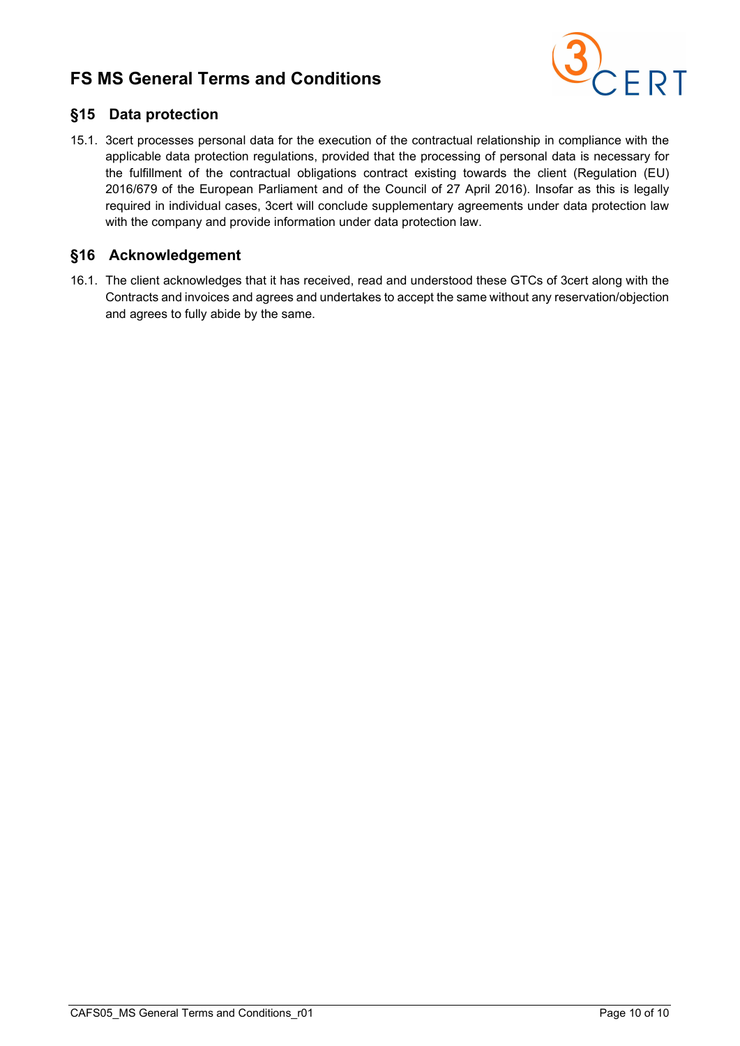## §15 Data protection

15.1. 3cert processes personal data for the execution of the contractual relationship in compliance with the applicable data protection regulations, provided that the processing of personal data is necessary for the fulfillment of the contractual obligations contract existing towards the client (Regulation (EU) 2016/679 of the European Parliament and of the Council of 27 April 2016). Insofar as this is legally required in individual cases, 3cert will conclude supplementary agreements under data protection law with the company and provide information under data protection law.

## §16 Acknowledgement

16.1. The client acknowledges that it has received, read and understood these GTCs of 3cert along with the Contracts and invoices and agrees and undertakes to accept the same without any reservation/objection and agrees to fully abide by the same.